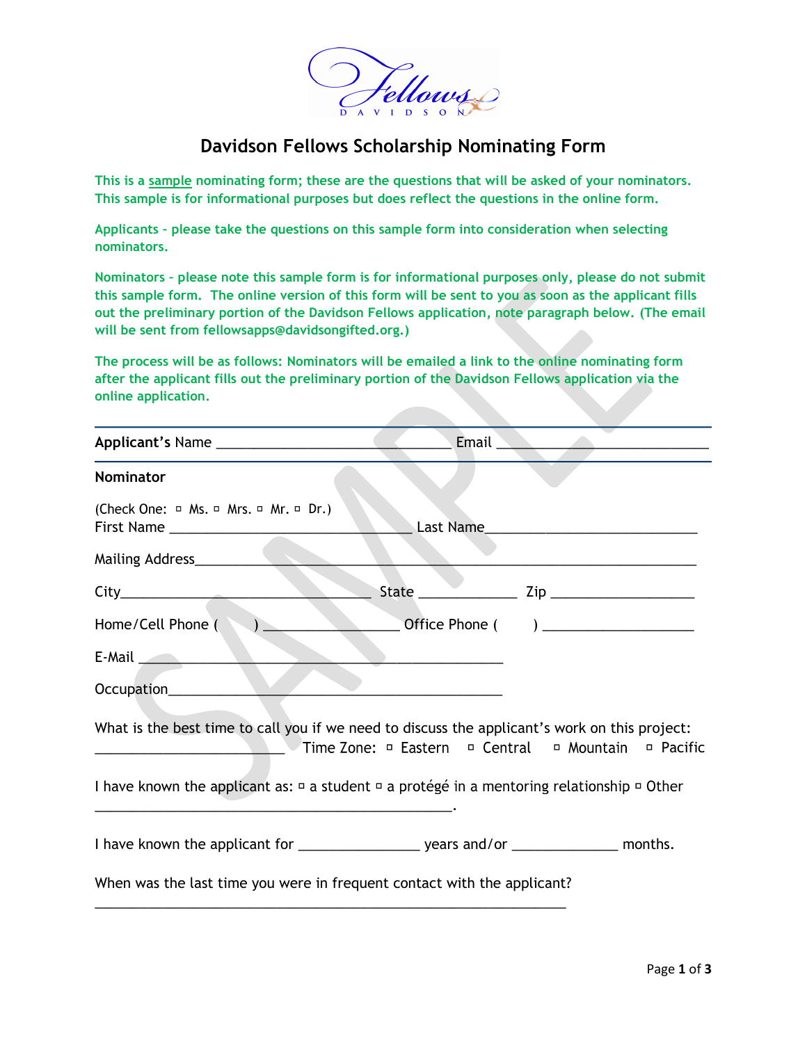# Davidson Fellows Scholarship Nominating Form

**This is a sample nominating form; these are the questions that will be asked of your nominators. This sample is for informational purposes but does reflect the questions in the online form.**

**Applicants – please take the questions on this sample form into consideration when selecting nominators.**

**Nominators – please note this sample form is for informational purposes only, please do not submit this sample form. The online version of this form will be sent to you as soon as the applicant fills out the preliminary portion of the Davidson Fellows application, note paragraph below. (The email will be sent from fellowsapps@davidsongifted.org.)**

**The process will be as follows: Nominators will be emailed a link to the online nominating form after the applicant fills out the preliminary portion of the Davidson Fellows application via the online application.**

---

**Applicant's** Name ______________________________ Email ___________________________

---

**Nominator**

(Check One: ▫ Ms. ▫ Mrs. ▫ Mr. ▫ Dr.)
First Name _______________________________ Last Name___________________________

Mailing Address____________________________________________________________________

City________________________________ State _____________ Zip __________________

Home/Cell Phone ( ) _________________ Office Phone ( ) ___________________

E-Mail _______________________________________________

Occupation____________________________________________

What is the best time to call you if we need to discuss the applicant's work on this project:
________________________ Time Zone: ▫ Eastern ▫ Central ▫ Mountain ▫ Pacific

I have known the applicant as: ▫ a student ▫ a protégé in a mentoring relationship ▫ Other
_______________________________________________.

I have known the applicant for _______________ years and/or _____________ months.

When was the last time you were in frequent contact with the applicant?
______________________________________________________________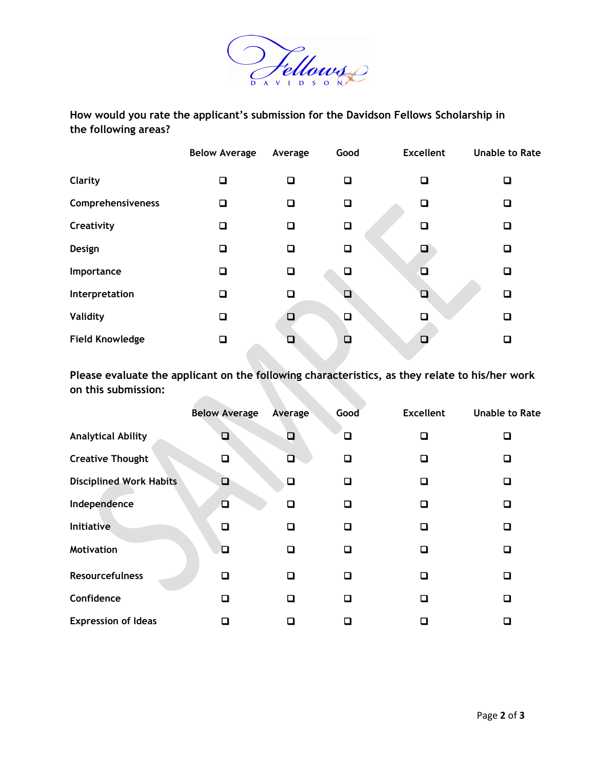How would you rate the applicant's submission for the Davidson Fellows Scholarship in the following areas?

| | Below Average | Average | Good | Excellent | Unable to Rate |
|---|---|---|---|---|---|
| Clarity | ❑ | ❑ | ❑ | ❑ | ❑ |
| Comprehensiveness | ❑ | ❑ | ❑ | ❑ | ❑ |
| Creativity | ❑ | ❑ | ❑ | ❑ | ❑ |
| Design | ❑ | ❑ | ❑ | ❑ | ❑ |
| Importance | ❑ | ❑ | ❑ | ❑ | ❑ |
| Interpretation | ❑ | ❑ | ❑ | ❑ | ❑ |
| Validity | ❑ | ❑ | ❑ | ❑ | ❑ |
| Field Knowledge | ❑ | ❑ | ❑ | ❑ | ❑ |

Please evaluate the applicant on the following characteristics, as they relate to his/her work on this submission:

| | Below Average | Average | Good | Excellent | Unable to Rate |
|---|---|---|---|---|---|
| Analytical Ability | ❑ | ❑ | ❑ | ❑ | ❑ |
| Creative Thought | ❑ | ❑ | ❑ | ❑ | ❑ |
| Disciplined Work Habits | ❑ | ❑ | ❑ | ❑ | ❑ |
| Independence | ❑ | ❑ | ❑ | ❑ | ❑ |
| Initiative | ❑ | ❑ | ❑ | ❑ | ❑ |
| Motivation | ❑ | ❑ | ❑ | ❑ | ❑ |
| Resourcefulness | ❑ | ❑ | ❑ | ❑ | ❑ |
| Confidence | ❑ | ❑ | ❑ | ❑ | ❑ |
| Expression of Ideas | ❑ | ❑ | ❑ | ❑ | ❑ |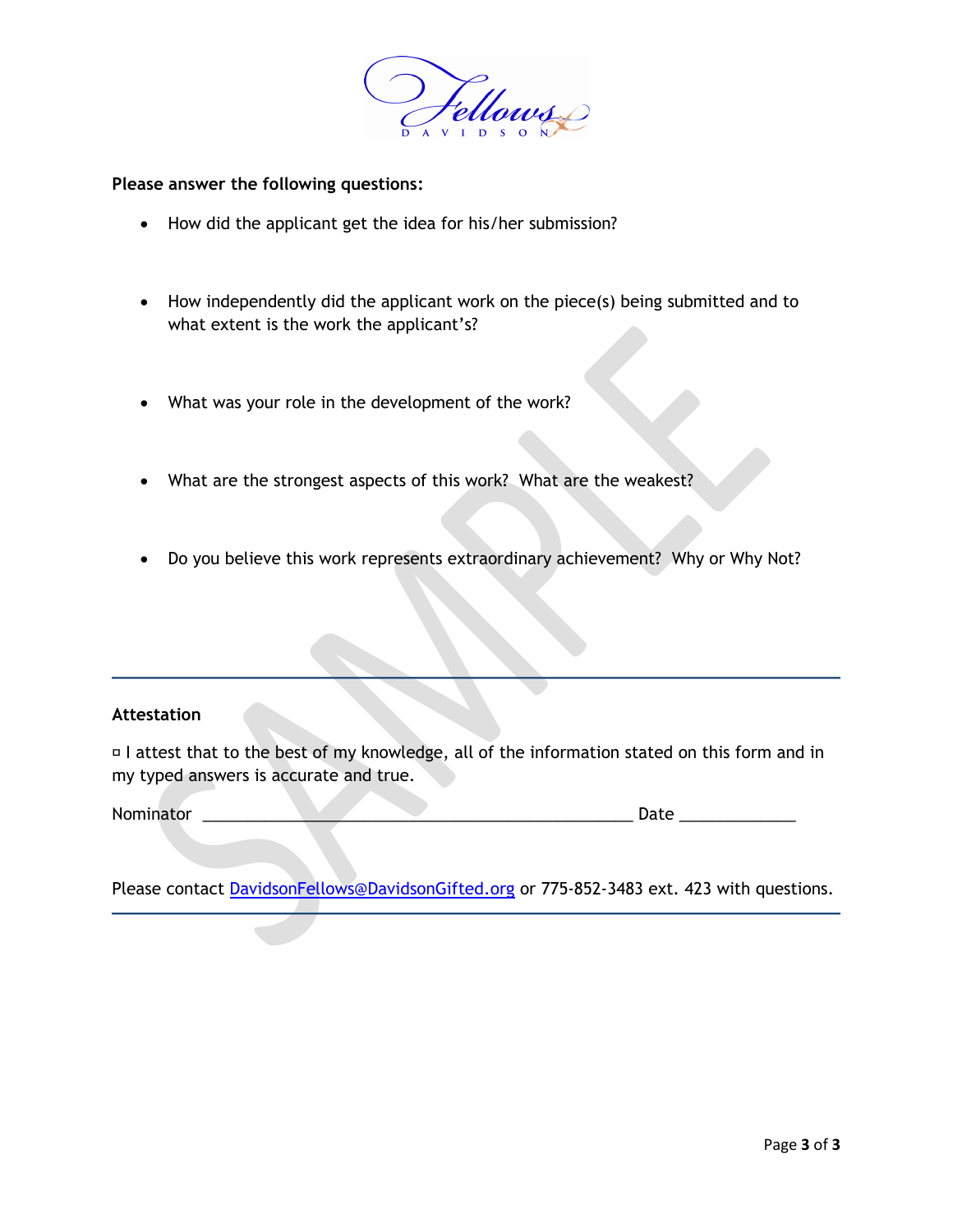**Please answer the following questions:**

- How did the applicant get the idea for his/her submission?

- How independently did the applicant work on the piece(s) being submitted and to what extent is the work the applicant's?

- What was your role in the development of the work?

- What are the strongest aspects of this work? What are the weakest?

- Do you believe this work represents extraordinary achievement? Why or Why Not?

---

**Attestation**

▫ I attest that to the best of my knowledge, all of the information stated on this form and in my typed answers is accurate and true.

Nominator ____________________________________________ Date ____________

Please contact DavidsonFellows@DavidsonGifted.org or 775-852-3483 ext. 423 with questions.

---